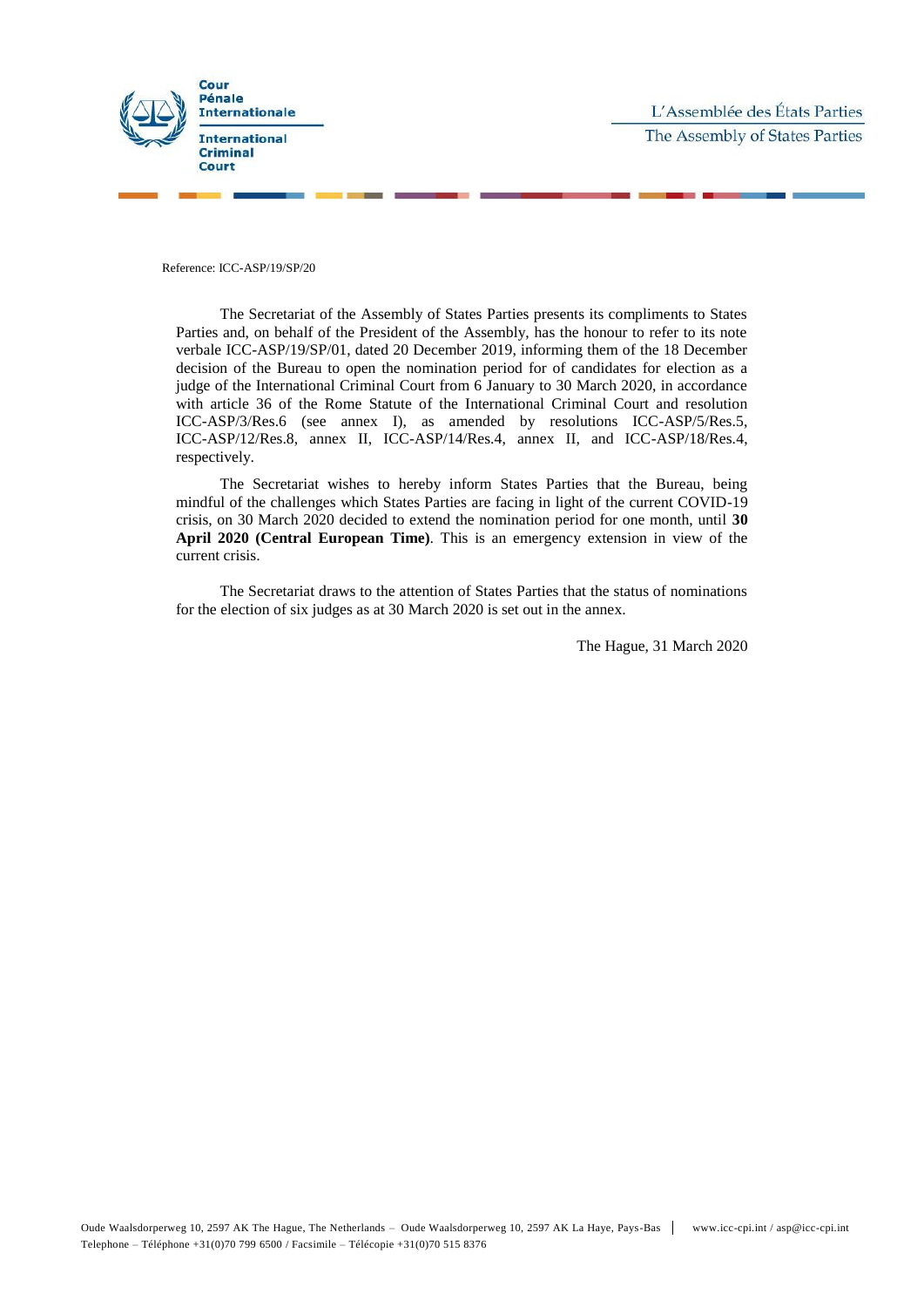Cour Pénale Internationale

International Criminal Court

L'Assemblée des États Parties

The Assembly of States Parties

Reference: ICC-ASP/19/SP/20

The Secretariat of the Assembly of States Parties presents its compliments to States Parties and, on behalf of the President of the Assembly, has the honour to refer to its note verbale ICC-ASP/19/SP/01, dated 20 December 2019, informing them of the 18 December decision of the Bureau to open the nomination period for of candidates for election as a judge of the International Criminal Court from 6 January to 30 March 2020, in accordance with article 36 of the Rome Statute of the International Criminal Court and resolution ICC-ASP/3/Res.6 (see annex I), as amended by resolutions ICC-ASP/5/Res.5, ICC-ASP/12/Res.8, annex II, ICC-ASP/14/Res.4, annex II, and ICC-ASP/18/Res.4, respectively.

The Secretariat wishes to hereby inform States Parties that the Bureau, being mindful of the challenges which States Parties are facing in light of the current COVID-19 crisis, on 30 March 2020 decided to extend the nomination period for one month, until **30 April 2020 (Central European Time)**. This is an emergency extension in view of the current crisis.

The Secretariat draws to the attention of States Parties that the status of nominations for the election of six judges as at 30 March 2020 is set out in the annex.

The Hague, 31 March 2020

Oude Waalsdorperweg 10, 2597 AK The Hague, The Netherlands – Oude Waalsdorperweg 10, 2597 AK La Haye, Pays-Bas | www.icc-cpi.int / asp@icc-cpi.int

Telephone – Téléphone +31(0)70 799 6500 / Facsimile – Télécopie +31(0)70 515 8376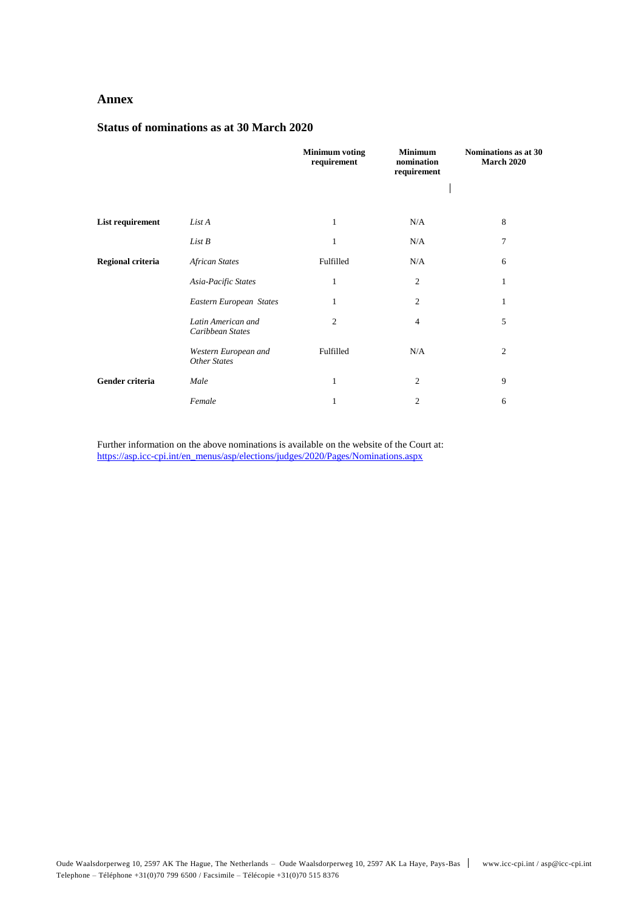## Annex

### Status of nominations as at 30 March 2020

| | | Minimum voting requirement | Minimum nomination requirement | Nominations as at 30 March 2020 |
|---|---|---|---|---|
| **List requirement** | *List A* | 1 | N/A | 8 |
| | *List B* | 1 | N/A | 7 |
| **Regional criteria** | *African States* | Fulfilled | N/A | 6 |
| | *Asia-Pacific States* | 1 | 2 | 1 |
| | *Eastern European States* | 1 | 2 | 1 |
| | *Latin American and Caribbean States* | 2 | 4 | 5 |
| | *Western European and Other States* | Fulfilled | N/A | 2 |
| **Gender criteria** | *Male* | 1 | 2 | 9 |
| | *Female* | 1 | 2 | 6 |

Further information on the above nominations is available on the website of the Court at: https://asp.icc-cpi.int/en_menus/asp/elections/judges/2020/Pages/Nominations.aspx